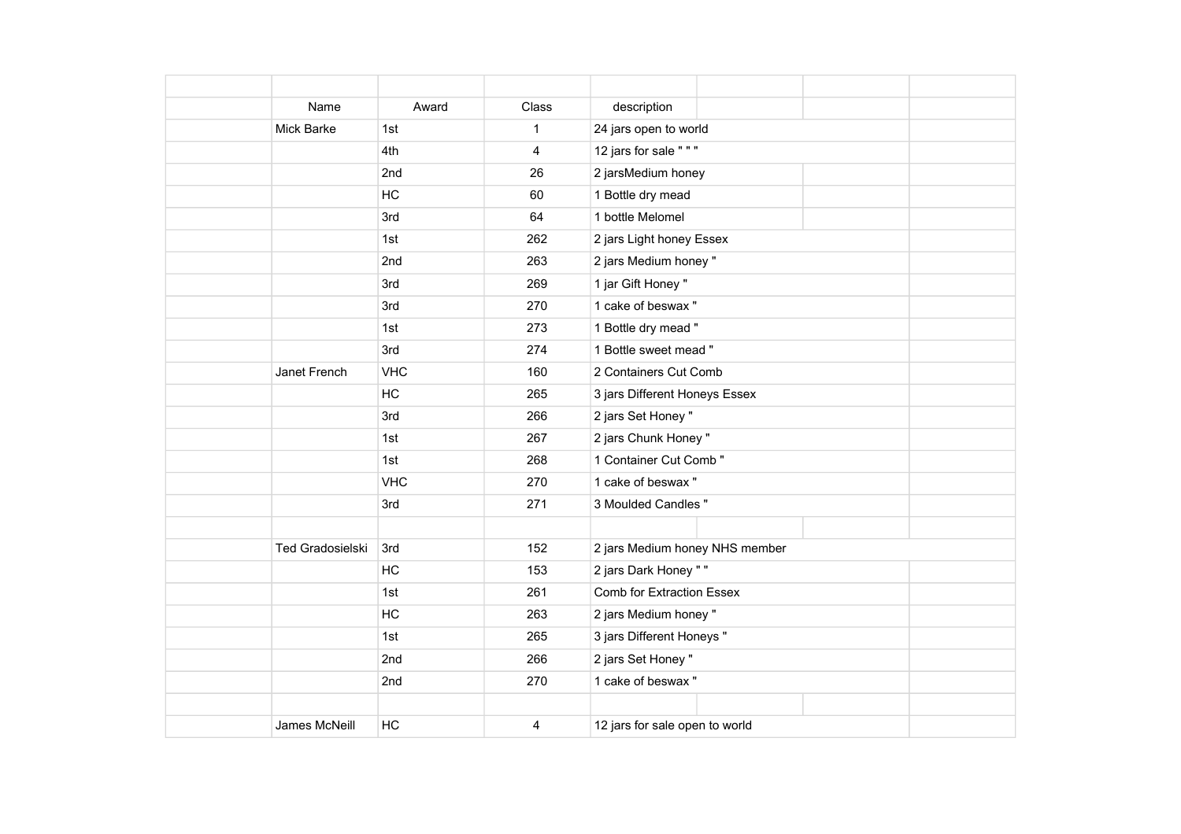| Name | Award | Class | description |
|---|---|---|---|
| Mick Barke | 1st | 1 | 24 jars open to world |
| | 4th | 4 | 12 jars for sale " " " |
| | 2nd | 26 | 2 jarsMedium honey |
| | HC | 60 | 1 Bottle dry mead |
| | 3rd | 64 | 1 bottle Melomel |
| | 1st | 262 | 2 jars Light honey Essex |
| | 2nd | 263 | 2 jars Medium honey " |
| | 3rd | 269 | 1 jar Gift Honey " |
| | 3rd | 270 | 1 cake of beswax " |
| | 1st | 273 | 1 Bottle dry mead " |
| | 3rd | 274 | 1 Bottle sweet mead " |
| Janet French | VHC | 160 | 2 Containers Cut Comb |
| | HC | 265 | 3 jars Different Honeys Essex |
| | 3rd | 266 | 2 jars Set Honey " |
| | 1st | 267 | 2 jars Chunk Honey " |
| | 1st | 268 | 1 Container Cut Comb " |
| | VHC | 270 | 1 cake of beswax " |
| | 3rd | 271 | 3 Moulded Candles " |
| | | | |
| Ted Gradosielski | 3rd | 152 | 2 jars Medium honey NHS member |
| | HC | 153 | 2 jars Dark Honey " " |
| | 1st | 261 | Comb for Extraction Essex |
| | HC | 263 | 2 jars Medium honey " |
| | 1st | 265 | 3 jars Different Honeys " |
| | 2nd | 266 | 2 jars Set Honey " |
| | 2nd | 270 | 1 cake of beswax " |
| | | | |
| James McNeill | HC | 4 | 12 jars for sale open to world |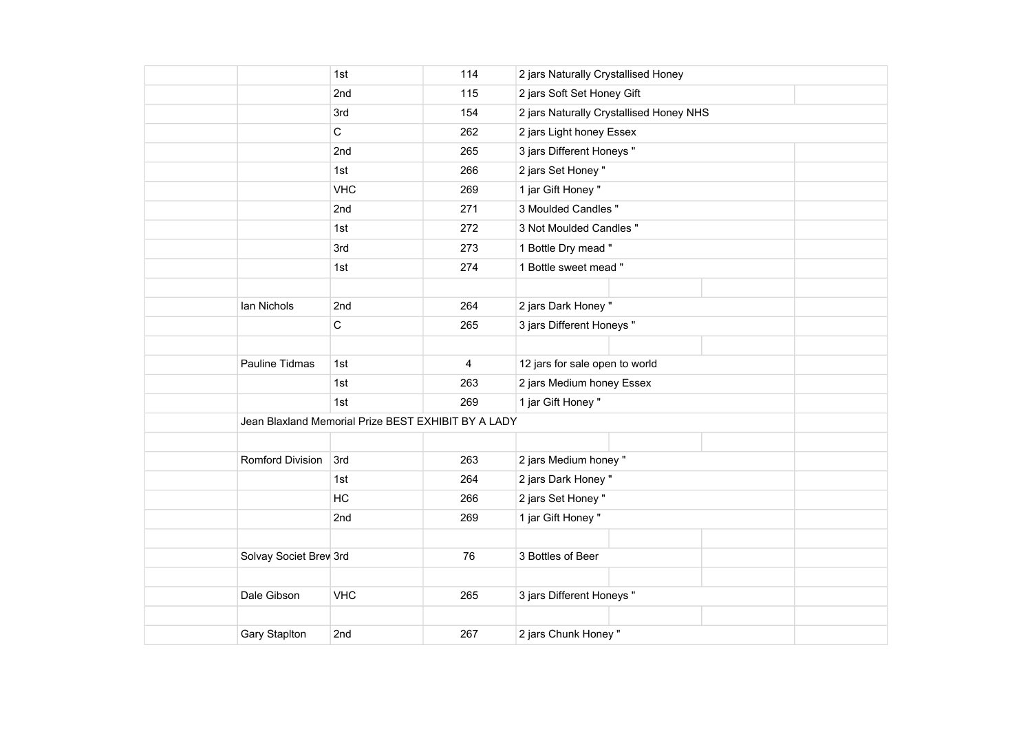| | | | | |
|---|---|---|---|---|
| | | 1st | 114 | 2 jars Naturally Crystallised Honey |
| | | 2nd | 115 | 2 jars Soft Set Honey Gift |
| | | 3rd | 154 | 2 jars Naturally Crystallised Honey NHS |
| | | C | 262 | 2 jars Light honey Essex |
| | | 2nd | 265 | 3 jars Different Honeys " |
| | | 1st | 266 | 2 jars Set Honey " |
| | | VHC | 269 | 1 jar Gift Honey " |
| | | 2nd | 271 | 3 Moulded Candles " |
| | | 1st | 272 | 3 Not Moulded Candles " |
| | | 3rd | 273 | 1 Bottle Dry mead " |
| | | 1st | 274 | 1 Bottle sweet mead " |
| | | | | |
| | Ian Nichols | 2nd | 264 | 2 jars Dark Honey " |
| | | C | 265 | 3 jars Different Honeys " |
| | | | | |
| | Pauline Tidmas | 1st | 4 | 12 jars for sale open to world |
| | | 1st | 263 | 2 jars Medium honey Essex |
| | | 1st | 269 | 1 jar Gift Honey " |
| | Jean Blaxland Memorial Prize BEST EXHIBIT BY A LADY | | | |
| | | | | |
| | Romford Division | 3rd | 263 | 2 jars Medium honey " |
| | | 1st | 264 | 2 jars Dark Honey " |
| | | HC | 266 | 2 jars Set Honey " |
| | | 2nd | 269 | 1 jar Gift Honey " |
| | | | | |
| | Solvay Societ Brew | 3rd | 76 | 3 Bottles of Beer |
| | | | | |
| | Dale Gibson | VHC | 265 | 3 jars Different Honeys " |
| | | | | |
| | Gary Staplton | 2nd | 267 | 2 jars Chunk Honey " |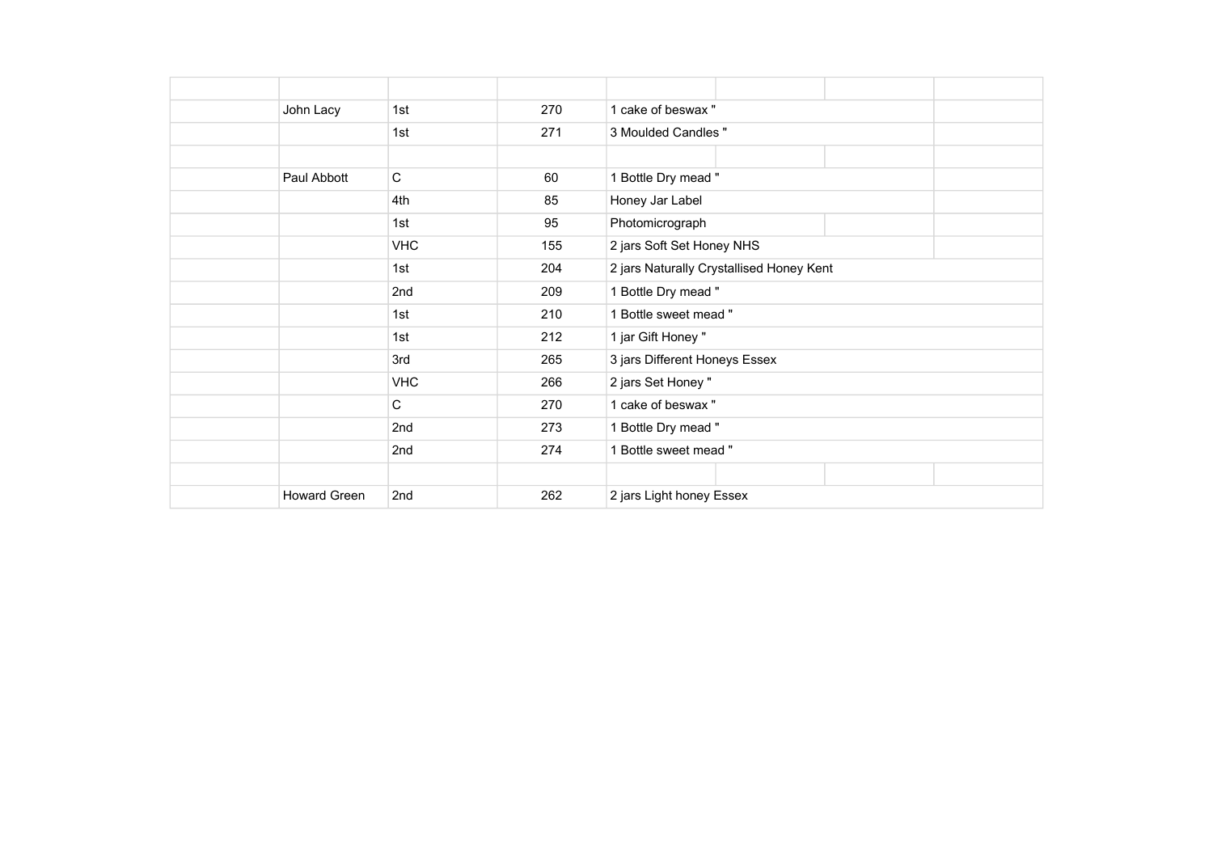| | | | | |
|---|---|---|---|---|
| | | | | |
| | John Lacy | 1st | 270 | 1 cake of beswax " |
| | | 1st | 271 | 3 Moulded Candles " |
| | | | | |
| | Paul Abbott | C | 60 | 1 Bottle Dry mead " |
| | | 4th | 85 | Honey Jar Label |
| | | 1st | 95 | Photomicrograph |
| | | VHC | 155 | 2 jars Soft Set Honey NHS |
| | | 1st | 204 | 2 jars Naturally Crystallised Honey Kent |
| | | 2nd | 209 | 1 Bottle Dry mead " |
| | | 1st | 210 | 1 Bottle sweet mead " |
| | | 1st | 212 | 1 jar Gift Honey " |
| | | 3rd | 265 | 3 jars Different Honeys Essex |
| | | VHC | 266 | 2 jars Set Honey " |
| | | C | 270 | 1 cake of beswax " |
| | | 2nd | 273 | 1 Bottle Dry mead " |
| | | 2nd | 274 | 1 Bottle sweet mead " |
| | | | | |
| | Howard Green | 2nd | 262 | 2 jars Light honey Essex |